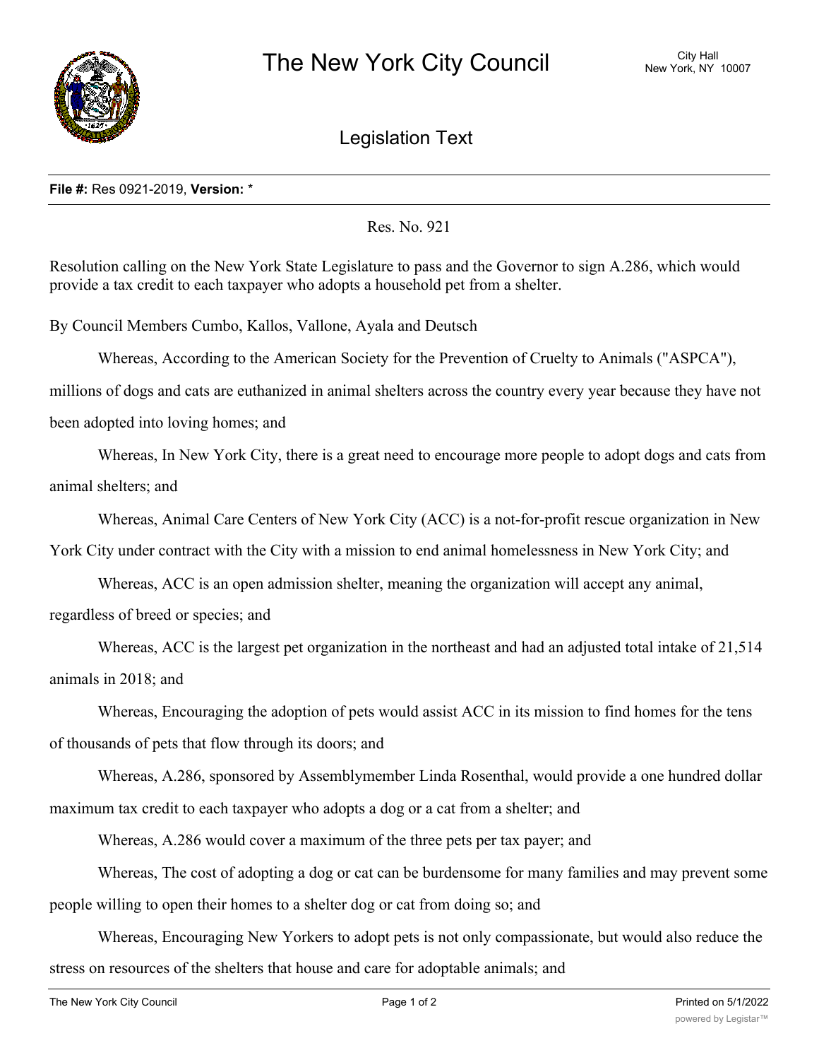# The New York City Council

City Hall
New York, NY 10007

## Legislation Text

**File #:** Res 0921-2019, **Version:** *

Res. No. 921

Resolution calling on the New York State Legislature to pass and the Governor to sign A.286, which would provide a tax credit to each taxpayer who adopts a household pet from a shelter.

By Council Members Cumbo, Kallos, Vallone, Ayala and Deutsch

Whereas, According to the American Society for the Prevention of Cruelty to Animals ("ASPCA"), millions of dogs and cats are euthanized in animal shelters across the country every year because they have not been adopted into loving homes; and

Whereas, In New York City, there is a great need to encourage more people to adopt dogs and cats from animal shelters; and

Whereas, Animal Care Centers of New York City (ACC) is a not-for-profit rescue organization in New York City under contract with the City with a mission to end animal homelessness in New York City; and

Whereas, ACC is an open admission shelter, meaning the organization will accept any animal, regardless of breed or species; and

Whereas, ACC is the largest pet organization in the northeast and had an adjusted total intake of 21,514 animals in 2018; and

Whereas, Encouraging the adoption of pets would assist ACC in its mission to find homes for the tens of thousands of pets that flow through its doors; and

Whereas, A.286, sponsored by Assemblymember Linda Rosenthal, would provide a one hundred dollar maximum tax credit to each taxpayer who adopts a dog or a cat from a shelter; and

Whereas, A.286 would cover a maximum of the three pets per tax payer; and

Whereas, The cost of adopting a dog or cat can be burdensome for many families and may prevent some people willing to open their homes to a shelter dog or cat from doing so; and

Whereas, Encouraging New Yorkers to adopt pets is not only compassionate, but would also reduce the stress on resources of the shelters that house and care for adoptable animals; and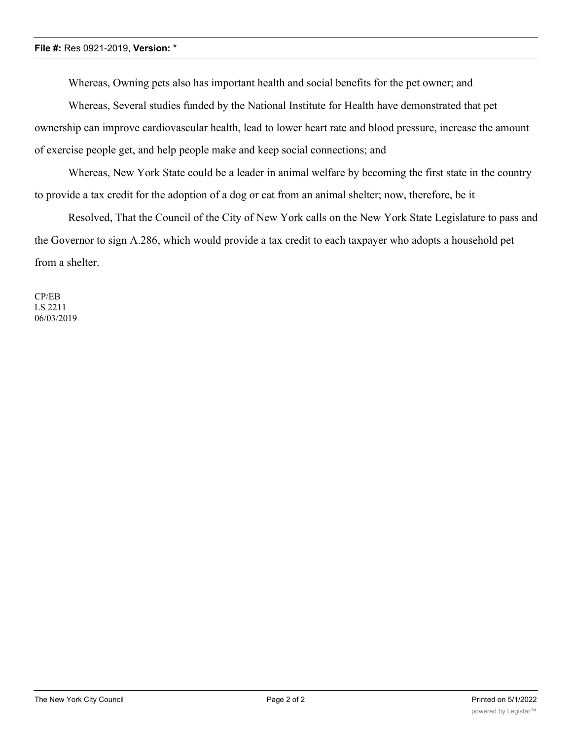Whereas, Owning pets also has important health and social benefits for the pet owner; and

Whereas, Several studies funded by the National Institute for Health have demonstrated that pet ownership can improve cardiovascular health, lead to lower heart rate and blood pressure, increase the amount of exercise people get, and help people make and keep social connections; and

Whereas, New York State could be a leader in animal welfare by becoming the first state in the country to provide a tax credit for the adoption of a dog or cat from an animal shelter; now, therefore, be it

Resolved, That the Council of the City of New York calls on the New York State Legislature to pass and the Governor to sign A.286, which would provide a tax credit to each taxpayer who adopts a household pet from a shelter.

CP/EB
LS 2211
06/03/2019